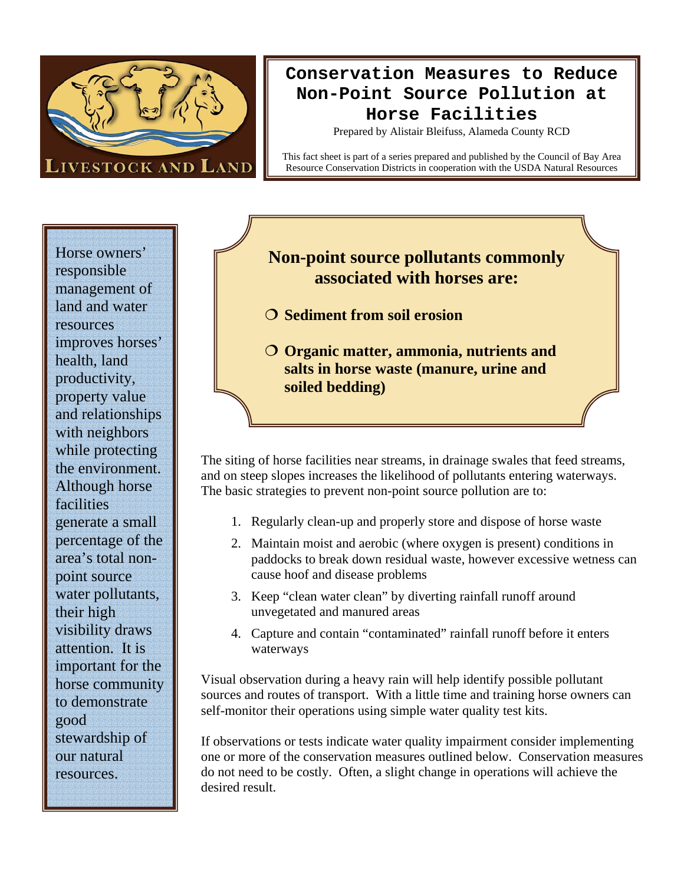LIVESTOCK AND LAND

# Conservation Measures to Reduce Non-Point Source Pollution at Horse Facilities

Prepared by Alistair Bleifuss, Alameda County RCD

This fact sheet is part of a series prepared and published by the Council of Bay Area Resource Conservation Districts in cooperation with the USDA Natural Resources

Horse owners' responsible management of land and water resources improves horses' health, land productivity, property value and relationships with neighbors while protecting the environment. Although horse facilities generate a small percentage of the area's total non-point source water pollutants, their high visibility draws attention. It is important for the horse community to demonstrate good stewardship of our natural resources.

**Non-point source pollutants commonly associated with horses are:**

- **Sediment from soil erosion**
- **Organic matter, ammonia, nutrients and salts in horse waste (manure, urine and soiled bedding)**

The siting of horse facilities near streams, in drainage swales that feed streams, and on steep slopes increases the likelihood of pollutants entering waterways. The basic strategies to prevent non-point source pollution are to:

1. Regularly clean-up and properly store and dispose of horse waste
2. Maintain moist and aerobic (where oxygen is present) conditions in paddocks to break down residual waste, however excessive wetness can cause hoof and disease problems
3. Keep "clean water clean" by diverting rainfall runoff around unvegetated and manured areas
4. Capture and contain "contaminated" rainfall runoff before it enters waterways

Visual observation during a heavy rain will help identify possible pollutant sources and routes of transport. With a little time and training horse owners can self-monitor their operations using simple water quality test kits.

If observations or tests indicate water quality impairment consider implementing one or more of the conservation measures outlined below. Conservation measures do not need to be costly. Often, a slight change in operations will achieve the desired result.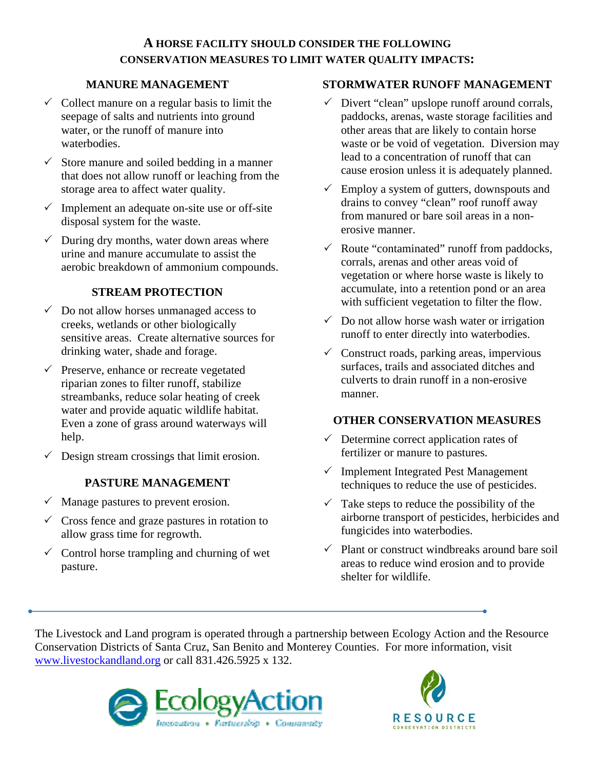## A HORSE FACILITY SHOULD CONSIDER THE FOLLOWING CONSERVATION MEASURES TO LIMIT WATER QUALITY IMPACTS:

### MANURE MANAGEMENT

- ✓ Collect manure on a regular basis to limit the seepage of salts and nutrients into ground water, or the runoff of manure into waterbodies.
- ✓ Store manure and soiled bedding in a manner that does not allow runoff or leaching from the storage area to affect water quality.
- ✓ Implement an adequate on-site use or off-site disposal system for the waste.
- ✓ During dry months, water down areas where urine and manure accumulate to assist the aerobic breakdown of ammonium compounds.

### STREAM PROTECTION

- ✓ Do not allow horses unmanaged access to creeks, wetlands or other biologically sensitive areas. Create alternative sources for drinking water, shade and forage.
- ✓ Preserve, enhance or recreate vegetated riparian zones to filter runoff, stabilize streambanks, reduce solar heating of creek water and provide aquatic wildlife habitat. Even a zone of grass around waterways will help.
- ✓ Design stream crossings that limit erosion.

### PASTURE MANAGEMENT

- ✓ Manage pastures to prevent erosion.
- ✓ Cross fence and graze pastures in rotation to allow grass time for regrowth.
- ✓ Control horse trampling and churning of wet pasture.

### STORMWATER RUNOFF MANAGEMENT

- ✓ Divert "clean" upslope runoff around corrals, paddocks, arenas, waste storage facilities and other areas that are likely to contain horse waste or be void of vegetation. Diversion may lead to a concentration of runoff that can cause erosion unless it is adequately planned.
- ✓ Employ a system of gutters, downspouts and drains to convey "clean" roof runoff away from manured or bare soil areas in a non-erosive manner.
- ✓ Route "contaminated" runoff from paddocks, corrals, arenas and other areas void of vegetation or where horse waste is likely to accumulate, into a retention pond or an area with sufficient vegetation to filter the flow.
- ✓ Do not allow horse wash water or irrigation runoff to enter directly into waterbodies.
- ✓ Construct roads, parking areas, impervious surfaces, trails and associated ditches and culverts to drain runoff in a non-erosive manner.

### OTHER CONSERVATION MEASURES

- ✓ Determine correct application rates of fertilizer or manure to pastures.
- ✓ Implement Integrated Pest Management techniques to reduce the use of pesticides.
- ✓ Take steps to reduce the possibility of the airborne transport of pesticides, herbicides and fungicides into waterbodies.
- ✓ Plant or construct windbreaks around bare soil areas to reduce wind erosion and to provide shelter for wildlife.

---

The Livestock and Land program is operated through a partnership between Ecology Action and the Resource Conservation Districts of Santa Cruz, San Benito and Monterey Counties. For more information, visit [www.livestockandland.org](http://www.livestockandland.org) or call 831.426.5925 x 132.

EcologyAction
Innovation • Partnership • Community

RESOURCE
CONSERVATION DISTRICTS